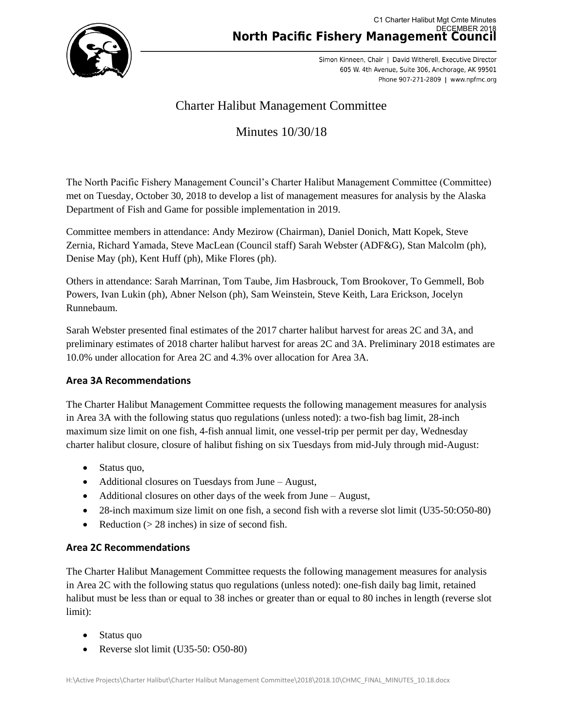C1 Charter Halibut Mgt Cmte Minutes
DECEMBER 2018

**North Pacific Fishery Management Council**

Simon Kinneen, Chair | David Witherell, Executive Director
605 W. 4th Avenue, Suite 306, Anchorage, AK 99501
Phone 907-271-2809 | www.npfmc.org

# Charter Halibut Management Committee

## Minutes 10/30/18

The North Pacific Fishery Management Council's Charter Halibut Management Committee (Committee) met on Tuesday, October 30, 2018 to develop a list of management measures for analysis by the Alaska Department of Fish and Game for possible implementation in 2019.

Committee members in attendance: Andy Mezirow (Chairman), Daniel Donich, Matt Kopek, Steve Zernia, Richard Yamada, Steve MacLean (Council staff) Sarah Webster (ADF&G), Stan Malcolm (ph), Denise May (ph), Kent Huff (ph), Mike Flores (ph).

Others in attendance: Sarah Marrinan, Tom Taube, Jim Hasbrouck, Tom Brookover, To Gemmell, Bob Powers, Ivan Lukin (ph), Abner Nelson (ph), Sam Weinstein, Steve Keith, Lara Erickson, Jocelyn Runnebaum.

Sarah Webster presented final estimates of the 2017 charter halibut harvest for areas 2C and 3A, and preliminary estimates of 2018 charter halibut harvest for areas 2C and 3A. Preliminary 2018 estimates are 10.0% under allocation for Area 2C and 4.3% over allocation for Area 3A.

### Area 3A Recommendations

The Charter Halibut Management Committee requests the following management measures for analysis in Area 3A with the following status quo regulations (unless noted): a two-fish bag limit, 28-inch maximum size limit on one fish, 4-fish annual limit, one vessel-trip per permit per day, Wednesday charter halibut closure, closure of halibut fishing on six Tuesdays from mid-July through mid-August:

- Status quo,
- Additional closures on Tuesdays from June – August,
- Additional closures on other days of the week from June – August,
- 28-inch maximum size limit on one fish, a second fish with a reverse slot limit (U35-50:O50-80)
- Reduction (> 28 inches) in size of second fish.

### Area 2C Recommendations

The Charter Halibut Management Committee requests the following management measures for analysis in Area 2C with the following status quo regulations (unless noted): one-fish daily bag limit, retained halibut must be less than or equal to 38 inches or greater than or equal to 80 inches in length (reverse slot limit):

- Status quo
- Reverse slot limit (U35-50: O50-80)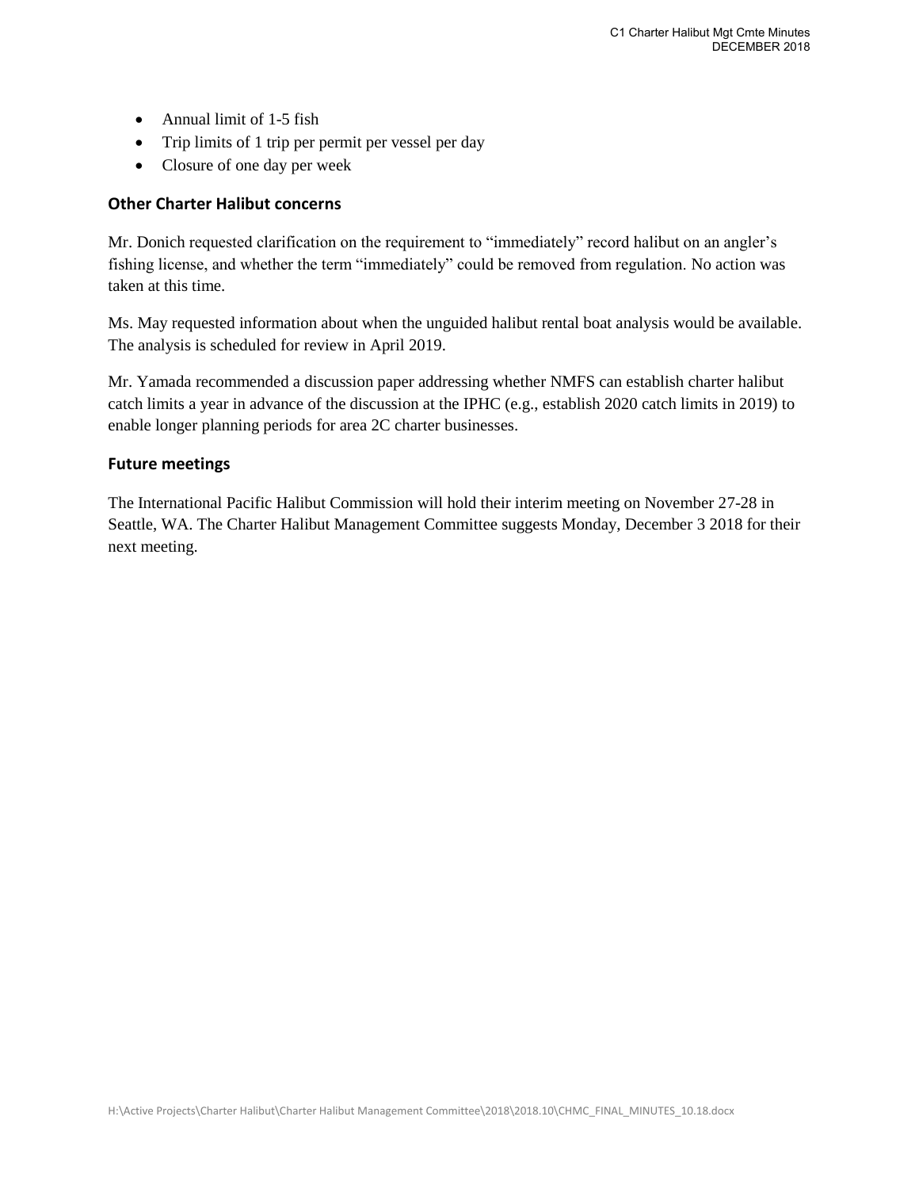- Annual limit of 1-5 fish
- Trip limits of 1 trip per permit per vessel per day
- Closure of one day per week

### Other Charter Halibut concerns

Mr. Donich requested clarification on the requirement to "immediately" record halibut on an angler's fishing license, and whether the term "immediately" could be removed from regulation. No action was taken at this time.

Ms. May requested information about when the unguided halibut rental boat analysis would be available. The analysis is scheduled for review in April 2019.

Mr. Yamada recommended a discussion paper addressing whether NMFS can establish charter halibut catch limits a year in advance of the discussion at the IPHC (e.g., establish 2020 catch limits in 2019) to enable longer planning periods for area 2C charter businesses.

### Future meetings

The International Pacific Halibut Commission will hold their interim meeting on November 27-28 in Seattle, WA. The Charter Halibut Management Committee suggests Monday, December 3 2018 for their next meeting.